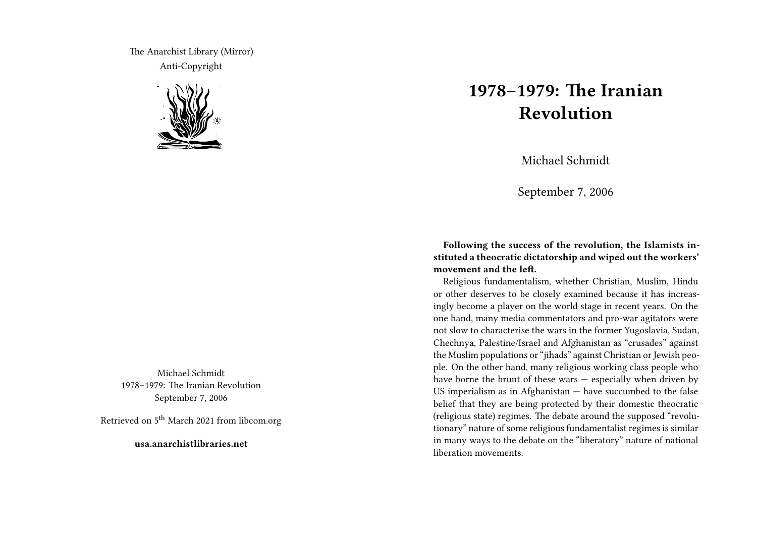The Anarchist Library (Mirror)
Anti-Copyright

Michael Schmidt
1978–1979: The Iranian Revolution
September 7, 2006

Retrieved on 5th March 2021 from libcom.org

**usa.anarchistlibraries.net**

# 1978–1979: The Iranian Revolution

Michael Schmidt

September 7, 2006

**Following the success of the revolution, the Islamists instituted a theocratic dictatorship and wiped out the workers' movement and the left.**

Religious fundamentalism, whether Christian, Muslim, Hindu or other deserves to be closely examined because it has increasingly become a player on the world stage in recent years. On the one hand, many media commentators and pro-war agitators were not slow to characterise the wars in the former Yugoslavia, Sudan, Chechnya, Palestine/Israel and Afghanistan as "crusades" against the Muslim populations or "jihads" against Christian or Jewish people. On the other hand, many religious working class people who have borne the brunt of these wars — especially when driven by US imperialism as in Afghanistan — have succumbed to the false belief that they are being protected by their domestic theocratic (religious state) regimes. The debate around the supposed "revolutionary" nature of some religious fundamentalist regimes is similar in many ways to the debate on the "liberatory" nature of national liberation movements.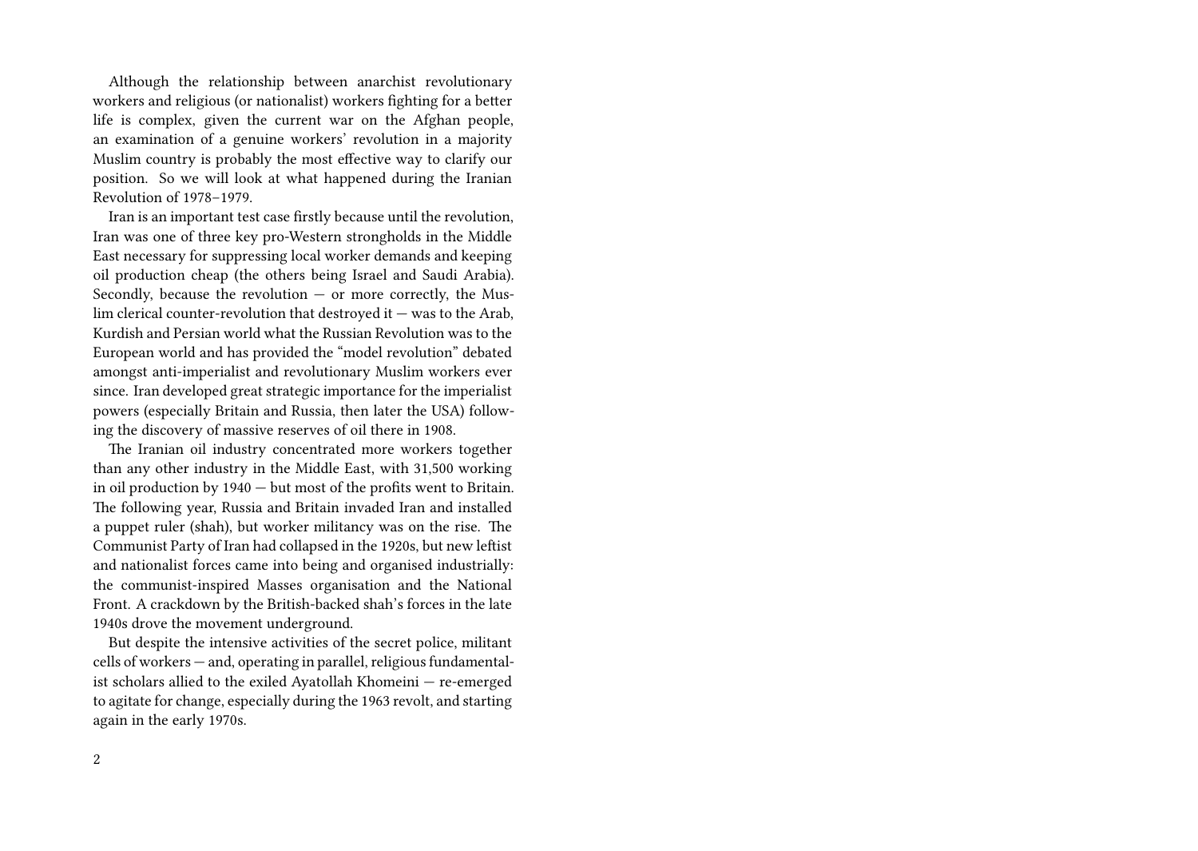Although the relationship between anarchist revolutionary workers and religious (or nationalist) workers fighting for a better life is complex, given the current war on the Afghan people, an examination of a genuine workers' revolution in a majority Muslim country is probably the most effective way to clarify our position. So we will look at what happened during the Iranian Revolution of 1978–1979.

Iran is an important test case firstly because until the revolution, Iran was one of three key pro-Western strongholds in the Middle East necessary for suppressing local worker demands and keeping oil production cheap (the others being Israel and Saudi Arabia). Secondly, because the revolution — or more correctly, the Muslim clerical counter-revolution that destroyed it — was to the Arab, Kurdish and Persian world what the Russian Revolution was to the European world and has provided the "model revolution" debated amongst anti-imperialist and revolutionary Muslim workers ever since. Iran developed great strategic importance for the imperialist powers (especially Britain and Russia, then later the USA) following the discovery of massive reserves of oil there in 1908.

The Iranian oil industry concentrated more workers together than any other industry in the Middle East, with 31,500 working in oil production by 1940 — but most of the profits went to Britain. The following year, Russia and Britain invaded Iran and installed a puppet ruler (shah), but worker militancy was on the rise. The Communist Party of Iran had collapsed in the 1920s, but new leftist and nationalist forces came into being and organised industrially: the communist-inspired Masses organisation and the National Front. A crackdown by the British-backed shah's forces in the late 1940s drove the movement underground.

But despite the intensive activities of the secret police, militant cells of workers — and, operating in parallel, religious fundamentalist scholars allied to the exiled Ayatollah Khomeini — re-emerged to agitate for change, especially during the 1963 revolt, and starting again in the early 1970s.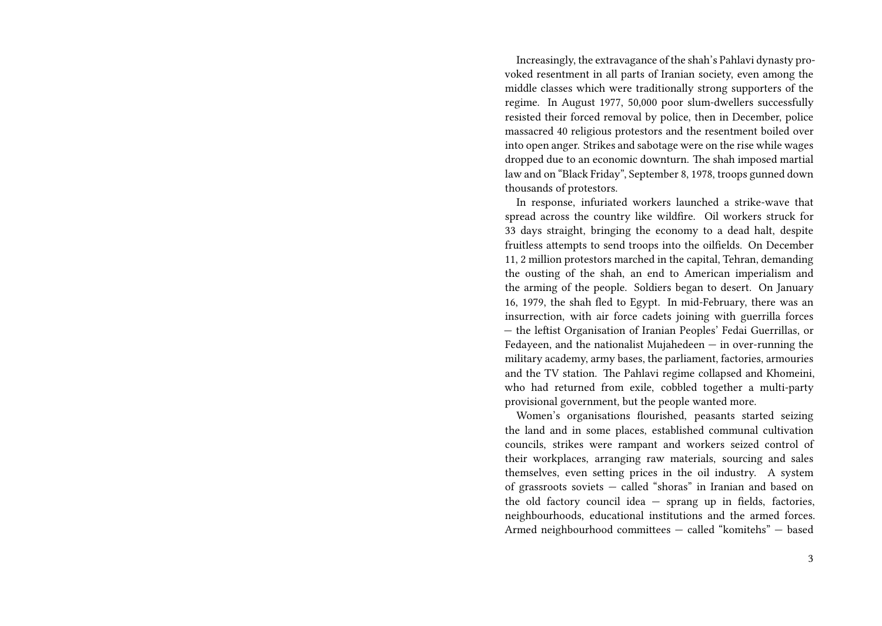Increasingly, the extravagance of the shah's Pahlavi dynasty provoked resentment in all parts of Iranian society, even among the middle classes which were traditionally strong supporters of the regime. In August 1977, 50,000 poor slum-dwellers successfully resisted their forced removal by police, then in December, police massacred 40 religious protestors and the resentment boiled over into open anger. Strikes and sabotage were on the rise while wages dropped due to an economic downturn. The shah imposed martial law and on "Black Friday", September 8, 1978, troops gunned down thousands of protestors.

In response, infuriated workers launched a strike-wave that spread across the country like wildfire. Oil workers struck for 33 days straight, bringing the economy to a dead halt, despite fruitless attempts to send troops into the oilfields. On December 11, 2 million protestors marched in the capital, Tehran, demanding the ousting of the shah, an end to American imperialism and the arming of the people. Soldiers began to desert. On January 16, 1979, the shah fled to Egypt. In mid-February, there was an insurrection, with air force cadets joining with guerrilla forces — the leftist Organisation of Iranian Peoples' Fedai Guerrillas, or Fedayeen, and the nationalist Mujahedeen — in over-running the military academy, army bases, the parliament, factories, armouries and the TV station. The Pahlavi regime collapsed and Khomeini, who had returned from exile, cobbled together a multi-party provisional government, but the people wanted more.

Women's organisations flourished, peasants started seizing the land and in some places, established communal cultivation councils, strikes were rampant and workers seized control of their workplaces, arranging raw materials, sourcing and sales themselves, even setting prices in the oil industry. A system of grassroots soviets — called "shoras" in Iranian and based on the old factory council idea — sprang up in fields, factories, neighbourhoods, educational institutions and the armed forces. Armed neighbourhood committees — called "komitehs" — based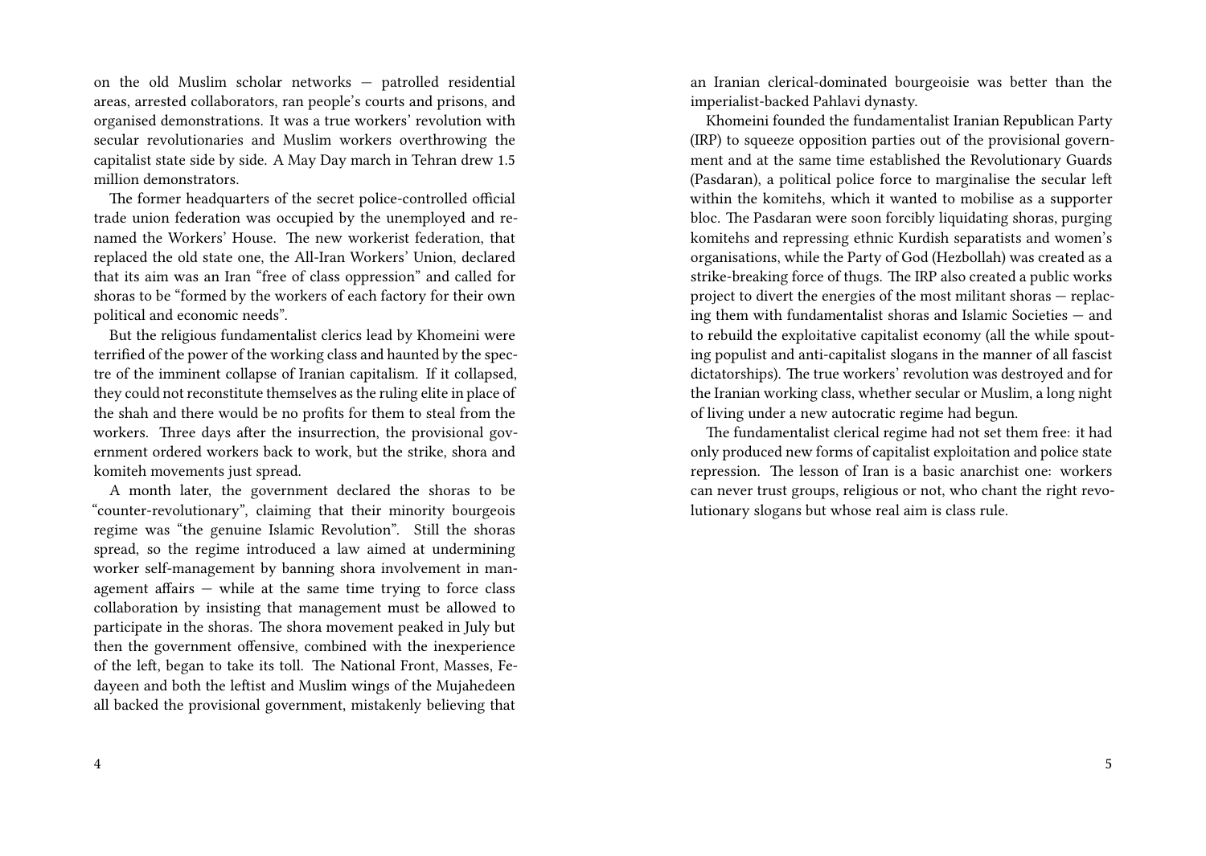on the old Muslim scholar networks — patrolled residential areas, arrested collaborators, ran people's courts and prisons, and organised demonstrations. It was a true workers' revolution with secular revolutionaries and Muslim workers overthrowing the capitalist state side by side. A May Day march in Tehran drew 1.5 million demonstrators.

The former headquarters of the secret police-controlled official trade union federation was occupied by the unemployed and renamed the Workers' House. The new workerist federation, that replaced the old state one, the All-Iran Workers' Union, declared that its aim was an Iran "free of class oppression" and called for shoras to be "formed by the workers of each factory for their own political and economic needs".

But the religious fundamentalist clerics lead by Khomeini were terrified of the power of the working class and haunted by the spectre of the imminent collapse of Iranian capitalism. If it collapsed, they could not reconstitute themselves as the ruling elite in place of the shah and there would be no profits for them to steal from the workers. Three days after the insurrection, the provisional government ordered workers back to work, but the strike, shora and komiteh movements just spread.

A month later, the government declared the shoras to be "counter-revolutionary", claiming that their minority bourgeois regime was "the genuine Islamic Revolution". Still the shoras spread, so the regime introduced a law aimed at undermining worker self-management by banning shora involvement in management affairs — while at the same time trying to force class collaboration by insisting that management must be allowed to participate in the shoras. The shora movement peaked in July but then the government offensive, combined with the inexperience of the left, began to take its toll. The National Front, Masses, Fedayeen and both the leftist and Muslim wings of the Mujahedeen all backed the provisional government, mistakenly believing that an Iranian clerical-dominated bourgeoisie was better than the imperialist-backed Pahlavi dynasty.

Khomeini founded the fundamentalist Iranian Republican Party (IRP) to squeeze opposition parties out of the provisional government and at the same time established the Revolutionary Guards (Pasdaran), a political police force to marginalise the secular left within the komitehs, which it wanted to mobilise as a supporter bloc. The Pasdaran were soon forcibly liquidating shoras, purging komitehs and repressing ethnic Kurdish separatists and women's organisations, while the Party of God (Hezbollah) was created as a strike-breaking force of thugs. The IRP also created a public works project to divert the energies of the most militant shoras — replacing them with fundamentalist shoras and Islamic Societies — and to rebuild the exploitative capitalist economy (all the while spouting populist and anti-capitalist slogans in the manner of all fascist dictatorships). The true workers' revolution was destroyed and for the Iranian working class, whether secular or Muslim, a long night of living under a new autocratic regime had begun.

The fundamentalist clerical regime had not set them free: it had only produced new forms of capitalist exploitation and police state repression. The lesson of Iran is a basic anarchist one: workers can never trust groups, religious or not, who chant the right revolutionary slogans but whose real aim is class rule.